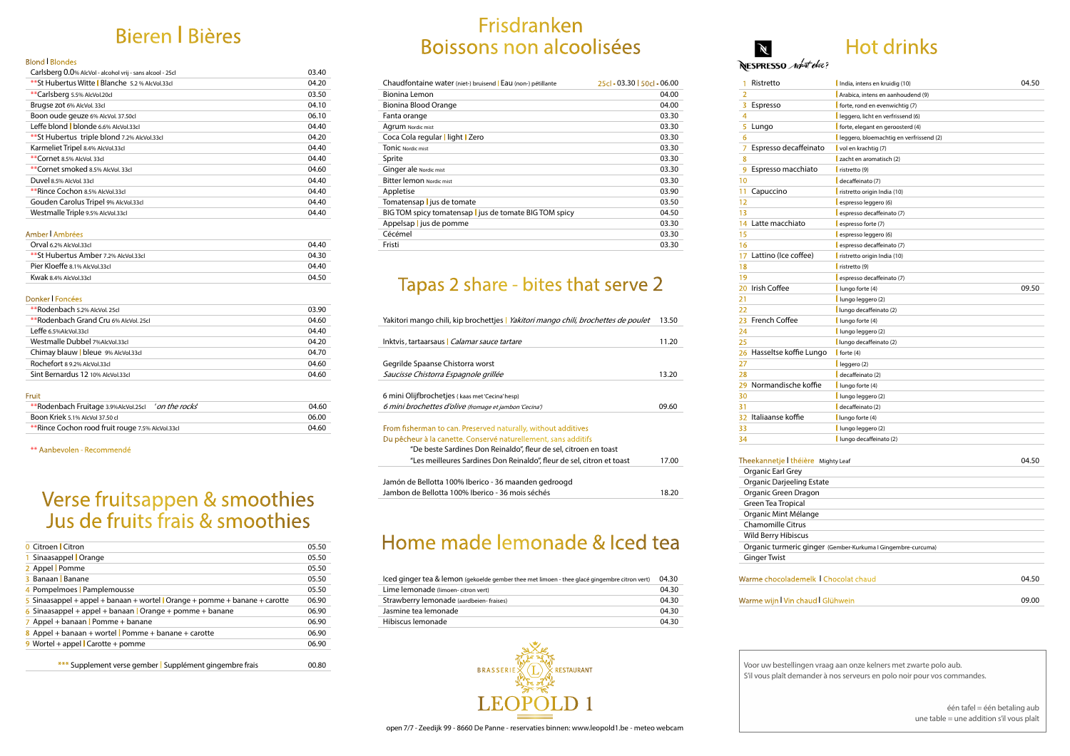# Bieren | Bières

### Blond | Blondes

| | |
|---|---|
| Carlsberg 0.0% AlcVol - alcohol vrij - sans alcool - 25cl | 03.40 |
| **St Hubertus Witte \| Blanche 5.2 % AlcVol.33cl | 04.20 |
| **Carlsberg 5.5% AlcVol.20cl | 03.50 |
| Brugse zot 6% AlcVol. 33cl | 04.10 |
| Boon oude geuze 6% AlcVol. 37.50cl | 06.10 |
| Leffe blond \| blonde 6.6% AlcVol.33cl | 04.40 |
| **St Hubertus triple blond 7.2% AlcVol.33cl | 04.20 |
| Karmeliet Tripel 8.4% AlcVol.33cl | 04.40 |
| **Cornet 8.5% AlcVol. 33cl | 04.40 |
| **Cornet smoked 8.5% AlcVol. 33cl | 04.60 |
| Duvel 8.5% AlcVol. 33cl | 04.40 |
| **Rince Cochon 8.5% AlcVol.33cl | 04.40 |
| Gouden Carolus Tripel 9% AlcVol.33cl | 04.40 |
| Westmalle Triple 9.5% AlcVol.33cl | 04.40 |

### Amber | Ambrées

| | |
|---|---|
| Orval 6.2% AlcVol.33cl | 04.40 |
| **St Hubertus Amber 7.2% AlcVol.33cl | 04.30 |
| Pier Kloeffe 8.1% AlcVol.33cl | 04.40 |
| Kwak 8.4% AlcVol.33cl | 04.50 |

### Donker | Foncées

| | |
|---|---|
| **Rodenbach 5.2% AlcVol. 25cl | 03.90 |
| **Rodenbach Grand Cru 6% AlcVol. 25cl | 04.60 |
| Leffe 6.5%AlcVol.33cl | 04.40 |
| Westmalle Dubbel 7%AlcVol.33cl | 04.20 |
| Chimay blauw \| bleue 9% AlcVol.33cl | 04.70 |
| Rochefort 8 9.2% AlcVol.33cl | 04.60 |
| Sint Bernardus 12 10% AlcVol.33cl | 04.60 |

### Fruit

| | |
|---|---|
| **Rodenbach Fruitage 3.9%AlcVol.25cl *'on the rocks'* | 04.60 |
| Boon Kriek 5.1% AlcVol 37.50 cl | 06.00 |
| **Rince Cochon rood fruit rouge 7.5% AlcVol.33cl | 04.60 |

** Aanbevolen - Recommendé

# Verse fruitsappen & smoothies Jus de fruits frais & smoothies

| | |
|---|---|
| 0 Citroen \| Citron | 05.50 |
| 1 Sinaasappel \| Orange | 05.50 |
| 2 Appel \| Pomme | 05.50 |
| 3 Banaan \| Banane | 05.50 |
| 4 Pompelmoes \| Pamplemousse | 05.50 |
| 5 Sinaasappel + appel + banaan + wortel \| Orange + pomme + banane + carotte | 06.90 |
| 6 Sinaasappel + appel + banaan \| Orange + pomme + banane | 06.90 |
| 7 Appel + banaan \| Pomme + banane | 06.90 |
| 8 Appel + banaan + wortel \| Pomme + banane + carotte | 06.90 |
| 9 Wortel + appel \| Carotte + pomme | 06.90 |

*** Supplement verse gember | Supplément gingembre frais — 00.80

# Frisdranken Boissons non alcoolisées

| | |
|---|---|
| Chaudfontaine water (niet-) bruisend \| Eau (non-) pétillante | 25cl - 03.30 \| 50cl - 06.00 |
| Bionina Lemon | 04.00 |
| Bionina Blood Orange | 04.00 |
| Fanta orange | 03.30 |
| Agrum Nordic mist | 03.30 |
| Coca Cola regular \| light \| Zero | 03.30 |
| Tonic Nordic mist | 03.30 |
| Sprite | 03.30 |
| Ginger ale Nordic mist | 03.30 |
| Bitter lemon Nordic mist | 03.30 |
| Appletise | 03.90 |
| Tomatensap \| jus de tomate | 03.50 |
| BIG TOM spicy tomatensap \| jus de tomate BIG TOM spicy | 04.50 |
| Appelsap \| jus de pomme | 03.30 |
| Cécémel | 03.30 |
| Fristi | 03.30 |

# Tapas 2 share - bites that serve 2

| | |
|---|---|
| Yakitori mango chili, kip brochettjes \| *Yakitori mango chili, brochettes de poulet* | 13.50 |
| Inktvis, tartaarsaus \| *Calamar sauce tartare* | 11.20 |
| Gegrilde Spaanse Chistorra worst<br>*Saucisse Chistorra Espagnole grillée* | 13.20 |
| 6 mini Olijfbrochetjes ( kaas met 'Cecina' hesp)<br>*6 mini brochettes d'olive (fromage et jambon 'Cecina')* | 09.60 |
| From fisherman to can. Preserved naturally, without additives<br>Du pêcheur à la canette. Conservé naturellement, sans additifs<br>"De beste Sardines Don Reinaldo", fleur de sel, citroen en toast<br>"Les meilleures Sardines Don Reinaldo", fleur de sel, citron et toast | 17.00 |
| Jamón de Bellotta 100% Iberico - 36 maanden gedroogd<br>Jambon de Bellotta 100% Iberico - 36 mois séchés | 18.20 |

# Home made lemonade & Iced tea

| | |
|---|---|
| Iced ginger tea & lemon (gekoelde gember thee met limoen - thee glacé gingembre citron vert) | 04.30 |
| Lime lemonade (limoen- citron vert) | 04.30 |
| Strawberry lemonade (aardbeien- fraises) | 04.30 |
| Jasmine tea lemonade | 04.30 |
| Hibiscus lemonade | 04.30 |

BRASSERIE L RESTAURANT
LEOPOLD 1

open 7/7 - Zeedijk 99 - 8660 De Panne - reservaties binnen: www.leopold1.be - meteo webcam

# Hot drinks

NESPRESSO what else?

| | | | |
|---|---|---|---|
| 1 | Ristretto | India, intens en kruidig (10) | 04.50 |
| 2 | | Arabica, intens en aanhoudend (9) | |
| 3 | Espresso | forte, rond en evenwichtig (7) | |
| 4 | | leggero, licht en verfrissend (6) | |
| 5 | Lungo | forte, elegant en geroosterd (4) | |
| 6 | | leggero, bloemachtig en verfrissend (2) | |
| 7 | Espresso decaffeinato | vol en krachtig (7) | |
| 8 | | zacht en aromatisch (2) | |
| 9 | Espresso macchiato | ristretto (9) | |
| 10 | | decaffeinato (7) | |
| 11 | Capuccino | ristretto origin India (10) | |
| 12 | | espresso leggero (6) | |
| 13 | | espresso decaffeinato (7) | |
| 14 | Latte macchiato | espresso forte (7) | |
| 15 | | espresso leggero (6) | |
| 16 | | espresso decaffeinato (7) | |
| 17 | Lattino (Ice coffee) | ristretto origin India (10) | |
| 18 | | ristretto (9) | |
| 19 | | espresso decaffeinato (7) | |
| 20 | Irish Coffee | lungo forte (4) | 09.50 |
| 21 | | lungo leggero (2) | |
| 22 | | lungo decaffeinato (2) | |
| 23 | French Coffee | lungo forte (4) | |
| 24 | | lungo leggero (2) | |
| 25 | | lungo decaffeinato (2) | |
| 26 | Hasseltse koffie Lungo | forte (4) | |
| 27 | | leggero (2) | |
| 28 | | decaffeinato (2) | |
| 29 | Normandische koffie | lungo forte (4) | |
| 30 | | lungo leggero (2) | |
| 31 | | decaffeinato (2) | |
| 32 | Italiaanse koffie | lungo forte (4) | |
| 33 | | lungo leggero (2) | |
| 34 | | lungo decaffeinato (2) | |

| | |
|---|---|
| Theekannetje \| théière Mighty Leaf | 04.50 |
| Organic Earl Grey | |
| Organic Darjeeling Estate | |
| Organic Green Dragon | |
| Green Tea Tropical | |
| Organic Mint Mélange | |
| Chamomille Citrus | |
| Wild Berry Hibiscus | |
| Organic turmeric ginger (Gember-Kurkuma \| Gingembre-curcuma) | |
| Ginger Twist | |

| | |
|---|---|
| Warme chocolademelk \| Chocolat chaud | 04.50 |
| Warme wijn \| Vin chaud \| Glühwein | 09.00 |

Voor uw bestellingen vraag aan onze kelners met zwarte polo aub.
S'il vous plaît demander à nos serveurs en polo noir pour vos commandes.

één tafel = één betaling aub
une table = une addition s'il vous plaît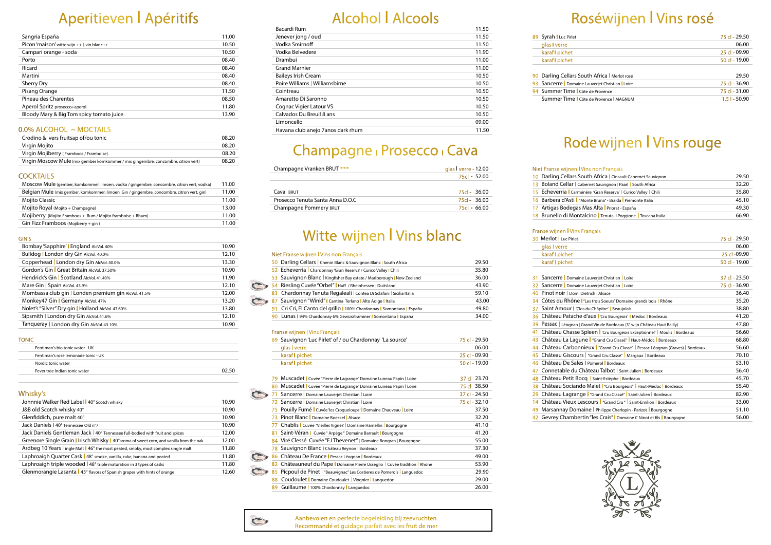# Aperitieven | Apéritifs

| | |
|---|---|
| Sangria España | 11.00 |
| Picon 'maison' witte wijn ++ \| vin blanc++ | 10.50 |
| Campari orange - soda | 10.50 |
| Porto | 08.40 |
| Ricard | 08.40 |
| Martini | 08.40 |
| Sherry Dry | 08.40 |
| Pisang Orange | 11.50 |
| Pineau des Charentes | 08.50 |
| Aperol Spritz prosecco+aperol | 11.80 |
| Bloody Mary & Big Tom spicy tomato juice | 13.90 |

## 0.0% ALCOHOL ~ MOCTAILS

| | |
|---|---|
| Crodino & vers fruitsap of/ou tonic | 08.20 |
| Virgin Mojito | 08.20 |
| Virgin Mojiberry (Framboos / Framboise) | 08.20 |
| Virgin Moscow Mule (mix gember komkommer / mix gingembre, concombre, citron vert) | 08.20 |

## COCKTAILS

| | |
|---|---|
| Moscow Mule (gember, komkommer, limoen, vodka / gingembre, concombre, citron vert, vodka) | 11.00 |
| Belgian Mule (mix gember, komkommer, limoen Gin / gingembre, concombre, citron vert, gin) | 11.00 |
| Mojito Classic | 11.00 |
| Mojito Royal (Mojito + Champagne) | 13.00 |
| Mojiberry (Mojito Framboos + Rum / Mojito framboise + Rhum) | 11.00 |
| Gin Fizz Framboos (Mojiberry + gin) | 11.00 |

## GIN'S

| | |
|---|---|
| Bombay 'Sapphire' \| England AlcVol. 40% | 10.90 |
| Bulldog \| London dry Gin AlcVol. 40.0% | 12.10 |
| Copperhead \| London dry Gin AlcVol. 40.0% | 13.30 |
| Gordon's Gin \| Great Britain AlcVol. 37.50% | 10.90 |
| Hendrick's Gin \| Scotland AlcVol. 41.40% | 11.90 |
| Mare Gin \| Spain AlcVol. 43.9% | 12.10 |
| Mombassa club gin \| Londen premium gin AlcVol. 41.5% | 12.00 |
| Monkey47 Gin \| Germany AlcVol. 47% | 13.20 |
| Nolet's "Silver" Dry gin \| Holland AlcVol. 47.60% | 13.80 |
| Sipsmith \| London dry Gin AlcVol. 41.6% | 12.10 |
| Tanqueray \| London dry Gin AlcVol. 43.10% | 10.90 |

## TONIC

| | |
|---|---|
| Fentiman's bio tonic water - UK | |
| Fentiman's rose lemonade tonic - UK | |
| Nordic tonic water | |
| Fever tree Indian tonic water | 02.50 |

## Whisky's

| | |
|---|---|
| Johnnie Walker Red Label \| 40° Scotch whisky | 10.90 |
| J&B old Scotch whisky 40° | 10.90 |
| Glenfiddich, pure malt 40° | 10.90 |
| Jack Daniels \| 40° Tennessee Old n°7 | 10.90 |
| Jack Daniels Gentleman Jack \| 40° Tennessee full-bodied with fruit and spices | 12.00 |
| Greenore Single Grain \| Irisch Whisky \| 40° aroma of sweet corn, and vanilla from the oak | 12.00 |
| Ardbeg 10 Years \| ingle Malt \| 46° the most peated, smoky, most complex single malt | 11.80 |
| Laphroaigh Quarter Cask \| 48° smoke, vanilla, cake, banana and peated | 11.80 |
| Laphroaigh triple wooded \| 48° triple maturation in 3 types of casks | 11.80 |
| Glenmorangie Lasanta \| 43° flavors of Spanish grapes with hints of orange | 12.60 |

# Alcohol | Alcools

| | |
|---|---|
| Bacardi Rum | 11.50 |
| Jenever jong / oud | 11.50 |
| Vodka Smirnoff | 11.50 |
| Vodka Belvedere | 11.90 |
| Drambui | 11.00 |
| Grand Marnier | 11.00 |
| Baileys Irish Cream | 10.50 |
| Poire Williams \| Williamsbirne | 10.50 |
| Cointreau | 10.50 |
| Amaretto Di Saronno | 10.50 |
| Cognac Vigier Latour VS | 10.50 |
| Calvados Du Breuil 8 ans | 10.50 |
| Limoncello | 09.00 |
| Havana club anejo 7anos dark rhum | 11.50 |

# Champagne | Prosecco | Cava

| | |
|---|---|
| Champagne Vranken BRUT *** | glas \| verre - 12.00 |
| | 75cl - 52.00 |
| Cava BRUT | 75cl - 36.00 |
| Prosecco Tenuta Santa Anna D.O.C | 75cl - 36.00 |
| Champagne Pommery BRUT | 75cl - 66.00 |

# Witte wijnen | Vins blanc

## Niet Franse wijnen | Vins non Français

| | |
|---|---|
| 50 Darling Cellars \| Chenin Blanc & Sauvignon Blanc \| South Africa | 29.50 |
| 52 Echeverria \| Chardonnay 'Gran Reserva' / Curico Valley \| Chili | 35.80 |
| 53 Sauvignon Blanc \| Kingfisher Bay estate / Marlborough \| New Zeeland | 36.00 |
| 54 Riesling Cuvée "Orbel" \| Huff / Rheinhessen \| Duitsland | 43.90 |
| 83 Chardonnay Tenuta Regaleali \| Contea Di Sclafani \| Sicilia Italia | 59.10 |
| 87 Sauvignon "Winkl" \| Cantina Terlano \| Alto Adige \| Italia | 43.00 |
| 91 Cri Cri, El Canto del grillo \| 100% Chardonnay \| Somontano \| España | 49.80 |
| 90 Lunas \| 94% Chardonnay 6% Gewürztraminer \| Somontano \| España | 34.00 |

## Franse wijnen | Vins Français

| | |
|---|---|
| 69 Sauvignon 'Luc Pirlet' of / ou Chardonnay 'La source' | 75 cl - 29.50 |
| glas \| verre | 06.00 |
| karaf \| pichet | 25 cl - 09.90 |
| karaf \| pichet | 50 cl - 19.00 |
| 79 Muscadet \| Cuvée "Pierre de Lagrange" Domaine Luneau Papin \| Loire | 37 cl 23.70 |
| 80 Muscadet \| Cuvée "Pierre de Lagrange" Domaine Luneau Papin \| Loire | 75 cl 38.50 |
| 71 Sancerre \| Domaine Lauverjet Christian \| Loire | 37 cl - 24.50 |
| 72 Sancerre \| Domaine Lauverjet Christian \| Loire | 75 cl - 32.10 |
| 75 Pouilly Fumé \| Cuvée 'les Croqueloups' \| Domaine Chauveau \| Loire | 37.50 |
| 73 Pinot Blanc \| Domaine Boeckel \| Alsace | 32.20 |
| 77 Chablis \| Cuvée 'Vieilles Vignes' \| Domaine Hamellin \| Bourgogne | 41.10 |
| 81 Saint-Véran \| Cuvée " Arpége " Domaine Barrault \| Bourgogne | 41.20 |
| 84 Viré Clessé Cuvée "EJ Thevenet" \| Domaine Bongran \| Bourgogne | 55.00 |
| 78 Sauvignon Blanc \| Château Reynon \| Bordeaux | 37.30 |
| 86 Château De France \| Pessac Léognan \| Bordeaux | 49.00 |
| 82 Châteauneuf du Pape \| Domaine Pierre Usseglio \| Cuvée tradition \| Rhone | 53.90 |
| 85 Picpoul de Pinet \| "Beauvignac" Les Costieres de Pomerols \| Languedoc | 29.90 |
| 88 Coudoulet \| Domaine Coudoulet \| Viognier \| Languedoc | 29.00 |
| 89 Guillaume \| 100% Chardonnay \| Languedoc | 26.00 |

Aanbevolen en perfecte begeleiding bij zeevruchten
Recommandé et guidage parfait avec les fruit de mer

# Roséwijnen | Vins rosé

| | |
|---|---|
| 89 Syrah \| Luc Pirlet | 75 cl - 29.50 |
| glas \| verre | 06.00 |
| karaf \| pichet | 25 cl - 09.90 |
| karaf \| pichet | 50 cl - 19.00 |
| 90 Darling Cellars South Africa \| Merlot rosé | 29.50 |
| 93 Sancerre \| Domaine Lauverjet Christian \| Loire | 75 cl - 36.90 |
| 94 Summer Time \| Côte de Provence | 75 cl - 31.00 |
| Summer Time \| Côte de Provence \| MAGNUM | 1,5 l - 50.90 |

# Rode wijnen | Vins rouge

## Niet Franse wijnen | Vins non Français

| | |
|---|---|
| 10 Darling Cellars South Africa \| Cinsault Cabernet Sauvignon | 29.50 |
| 13 Boland Cellar \| Cabernet Sauvignon \| Paarl \| South Africa | 32.20 |
| 15 Echeverria \| Carménère 'Gran Reserva' \| Curico Valley \| Chili | 35.80 |
| 16 Barbera d'Asti \| "Monte Bruna" - Braida \| Piemonte Italia | 45.10 |
| 17 Artigas Bodegas Mas Alta \| Priorat - España | 49.30 |
| 18 Brunello di Montalcino \| Tenuta Il Poggione \| Toscana Italia | 66.90 |

## Franse wijnen | Vins Français

| | |
|---|---|
| 30 Merlot \| Luc Pirlet | 75 cl - 29.50 |
| glas \| verre | 06.00 |
| karaf \| pichet | 25 cl -09.90 |
| karaf \| pichet | 50 cl - 19.00 |
| 31 Sancerre \| Domaine Lauverjet Christian \| Loire | 37 cl - 23.50 |
| 32 Sancerre \| Domaine Lauverjet Christian \| Loire | 75 cl - 36.90 |
| 40 Pinot noir \| Dom. Dietrich \| Alsace | 36.40 |
| 34 Côtes du Rhône \| "Les trois Soeurs" Domaine grands bois \| Rhône | 35.20 |
| 37 Saint Amour \| 'Clos du Chápitre' \| Beaujolais | 38.80 |
| 36 Château Patache d'aux \| 'Cru Bourgeois' \| Médoc \| Bordeaux | 41.20 |
| 39 Pessac \| Léognan \| Grand Vin de Bordeaux (3° wijn Château Haut Bailly) | 47.80 |
| 41 Château Chasse Spleen \| 'Cru Bourgeois Exceptionnel' \| Moulis \| Bordeaux | 56.60 |
| 43 Château La Lagune \| "Grand Cru Classé" \| Haut-Médoc \| Bordeaux | 68.80 |
| 44 Château Carbonnieux \| "Grand Cru Classé" \| Pessac-Léognan (Graves) \| Bordeaux | 56.60 |
| 45 Château Giscours \| "Grand Cru Classé" \| Margaux \| Bordeaux | 70.10 |
| 46 Château De Sales \| Pomerol \| Bordeaux | 53.10 |
| 47 Connetable du Château Talbot \| Saint-Julien \| Bordeaux | 56.40 |
| 48 Château Petit Bocq \| Saint-Estèphe \| Bordeaux | 45.70 |
| 38 Château Sociando Malet \| "Cru Bourgeois" \| Haut-Médoc \| Bordeaux | 55.40 |
| 29 Château Lagrange \| "Grand Cru Classé" \| Saint-Julien \| Bordeaux | 82.90 |
| 14 Château Vieux Lescours \| "Grand Cru" \| Saint-Emilion \| Bordeaux | 33.00 |
| 49 Marsannay Domaine \| Philippe Charlopin - Parizot \| Bourgogne | 51.10 |
| 42 Gevrey Chambertin "les Crais" \| Domaine C Ninot et fils \| Bourgogne | 56.00 |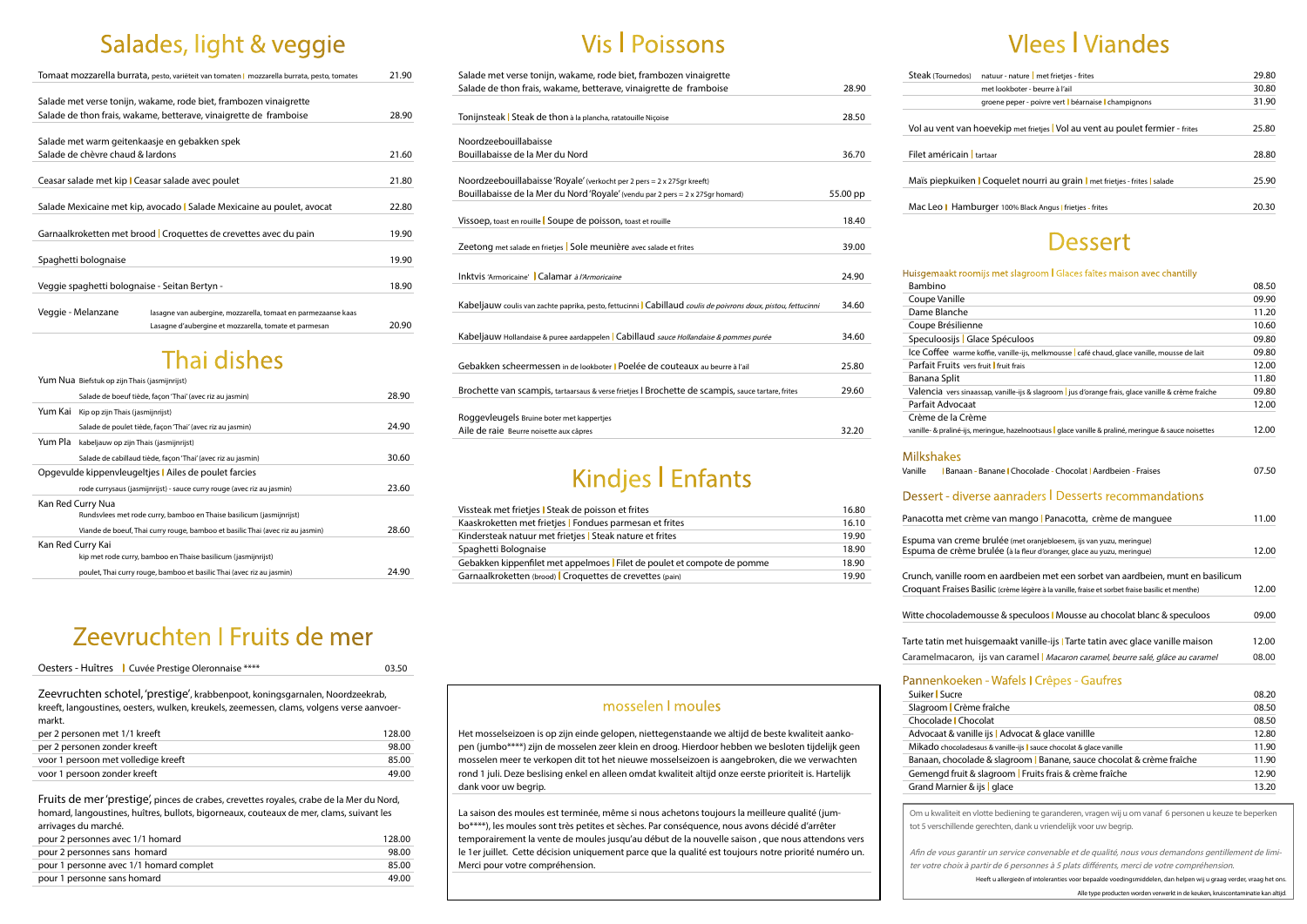# Salades, light & veggie

| | |
|---|---|
| Tomaat mozzarella burrata, pesto, variëteit van tomaten \| mozzarella burrata, pesto, tomates | 21.90 |
| Salade met verse tonijn, wakame, rode biet, frambozen vinaigrette<br>Salade de thon frais, wakame, betterave, vinaigrette de framboise | 28.90 |
| Salade met warm geitenkaasje en gebakken spek<br>Salade de chèvre chaud & lardons | 21.60 |
| Ceasar salade met kip \| Ceasar salade avec poulet | 21.80 |
| Salade Mexicaine met kip, avocado \| Salade Mexicaine au poulet, avocat | 22.80 |
| Garnaalkroketten met brood \| Croquettes de crevettes avec du pain | 19.90 |
| Spaghetti bolognaise | 19.90 |
| Veggie spaghetti bolognaise - Seitan Bertyn - | 18.90 |
| Veggie - Melanzane — lasagne van aubergine, mozzarella, tomaat en parmezaanse kaas<br>Lasagne d'aubergine et mozzarella, tomate et parmesan | 20.90 |

# Thai dishes

| | |
|---|---|
| Yum Nua Biefstuk op zijn Thais (jasmijnrijst)<br>Salade de boeuf tiède, façon 'Thai' (avec riz au jasmin) | 28.90 |
| Yum Kai Kip op zijn Thais (jasmijnrijst)<br>Salade de poulet tiède, façon 'Thai' (avec riz au jasmin) | 24.90 |
| Yum Pla kabeljauw op zijn Thais (jasmijnrijst)<br>Salade de cabillaud tiède, façon 'Thai' (avec riz au jasmin) | 30.60 |
| Opgevulde kippenvleugeltjes \| Ailes de poulet farcies<br>rode currysaus (jasmijnrijst) - sauce curry rouge (avec riz au jasmin) | 23.60 |
| Kan Red Curry Nua<br>Rundsvlees met rode curry, bamboo en Thaise basilicum (jasmijnrijst)<br>Viande de boeuf, Thai curry rouge, bamboo et basilic Thai (avec riz au jasmin) | 28.60 |
| Kan Red Curry Kai<br>kip met rode curry, bamboo en Thaise basilicum (jasmijnrijst)<br>poulet, Thai curry rouge, bamboo et basilic Thai (avec riz au jasmin) | 24.90 |

# Zeevruchten I Fruits de mer

| | |
|---|---|
| Oesters - Huîtres \| Cuvée Prestige Oleronnaise **** | 03.50 |

Zeevruchten schotel, 'prestige', krabbenpoot, koningsgarnalen, Noordzeekrab, kreeft, langoustines, oesters, wulken, kreukels, zeemessen, clams, volgens verse aanvoer-markt.

| | |
|---|---|
| per 2 personen met 1/1 kreeft | 128.00 |
| per 2 personen zonder kreeft | 98.00 |
| voor 1 persoon met volledige kreeft | 85.00 |
| voor 1 persoon zonder kreeft | 49.00 |

Fruits de mer 'prestige', pinces de crabes, crevettes royales, crabe de la Mer du Nord, homard, langoustines, huîtres, bullots, bigorneaux, couteaux de mer, clams, suivant les arrivages du marché.

| | |
|---|---|
| pour 2 personnes avec 1/1 homard | 128.00 |
| pour 2 personnes sans homard | 98.00 |
| pour 1 personne avec 1/1 homard complet | 85.00 |
| pour 1 personne sans homard | 49.00 |

# Vis I Poissons

| | |
|---|---|
| Salade met verse tonijn, wakame, rode biet, frambozen vinaigrette<br>Salade de thon frais, wakame, betterave, vinaigrette de framboise | 28.90 |
| Tonijnsteak \| Steak de thon à la plancha, ratatouille Niçoise | 28.50 |
| Noordzeebouillabaisse<br>Bouillabaisse de la Mer du Nord | 36.70 |
| Noordzeebouillabaisse 'Royale' (verkocht per 2 pers = 2 x 275gr kreeft)<br>Bouillabaisse de la Mer du Nord 'Royale' (vendu par 2 pers = 2 x 275gr homard) | 55.00 pp |
| Vissoep, toast en rouille \| Soupe de poisson, toast et rouille | 18.40 |
| Zeetong met salade en frietjes \| Sole meunière avec salade et frites | 39.00 |
| Inktvis 'Armoricaine' \| Calamar *à l'Armoricaine* | 24.90 |
| Kabeljauw coulis van zachte paprika, pesto, fettucinni \| Cabillaud *coulis de poivrons doux, pistou, fettucinni* | 34.60 |
| Kabeljauw Hollandaise & puree aardappelen \| Cabillaud *sauce Hollandaise & pommes purée* | 34.60 |
| Gebakken scheermessen in de lookboter \| Poelée de couteaux au beurre à l'ail | 25.80 |
| Brochette van scampis, tartaarsaus & verse frietjes I Brochette de scampis, sauce tartare, frites | 29.60 |
| Roggevleugels Bruine boter met kappertjes<br>Aile de raie Beurre noisette aux câpres | 32.20 |

# Kindjes I Enfants

| | |
|---|---|
| Vissteak met frietjes \| Steak de poisson et frites | 16.80 |
| Kaaskroketten met frietjes \| Fondues parmesan et frites | 16.10 |
| Kindersteak natuur met frietjes \| Steak nature et frites | 19.90 |
| Spaghetti Bolognaise | 18.90 |
| Gebakken kippenfilet met appelmoes \| Filet de poulet et compote de pomme | 18.90 |
| Garnaalkroketten (brood) \| Croquettes de crevettes (pain) | 19.90 |

## mosselen I moules

Het mosselseizoen is op zijn einde gelopen, niettegenstaande we altijd de beste kwaliteit aankopen (jumbo****) zijn de mosselen zeer klein en droog. Hierdoor hebben we besloten tijdelijk geen mosselen meer te verkopen dit tot het nieuwe mosselseizoen is aangebroken, die we verwachten rond 1 juli. Deze beslissing enkel en alleen omdat kwaliteit altijd onze eerste prioriteit is. Hartelijk dank voor uw begrip.

La saison des moules est terminée, même si nous achetons toujours la meilleure qualité (jumbo****), les moules sont très petites et sèches. Par conséquence, nous avons décidé d'arrêter temporairement la vente de moules jusqu'au début de la nouvelle saison , que nous attendons vers le 1er juillet. Cette décision uniquement parce que la qualité est toujours notre priorité numéro un. Merci pour votre compréhension.

# Vlees I Viandes

| | |
|---|---|
| Steak (Tournedos) natuur - nature \| met frietjes - frites | 29.80 |
| met lookboter - beurre à l'ail | 30.80 |
| groene peper - poivre vert \| béarnaise \| champignons | 31.90 |
| Vol au vent van hoevekip met frietjes \| Vol au vent au poulet fermier - frites | 25.80 |
| Filet américain \| tartaar | 28.80 |
| Maïs piepkuiken \| Coquelet nourri au grain \| met frietjes - frites \| salade | 25.90 |
| Mac Leo \| Hamburger 100% Black Angus \| frietjes - frites | 20.30 |

# Dessert

### Huisgemaakt roomijs met slagroom I Glaces faites maison avec chantilly

| | |
|---|---|
| Bambino | 08.50 |
| Coupe Vanille | 09.90 |
| Dame Blanche | 11.20 |
| Coupe Brésilienne | 10.60 |
| Speculoosijs \| Glace Spéculoos | 09.80 |
| Ice Coffee warme koffie, vanille-ijs, melkmousse \| café chaud, glace vanille, mousse de lait | 09.80 |
| Parfait Fruits vers fruit \| fruit frais | 12.00 |
| Banana Split | 11.80 |
| Valencia vers sinaassap, vanille-ijs & slagroom \| jus d'orange frais, glace vanille & crème fraîche | 09.80 |
| Parfait Advocaat | 12.00 |
| Crème de la Crème<br>vanille- & praliné-ijs, meringue, hazelnootsaus \| glace vanille & praliné, meringue & sauce noisettes | 12.00 |

### Milkshakes

| | |
|---|---|
| Vanille \| Banaan - Banane \| Chocolade - Chocolat \| Aardbeien - Fraises | 07.50 |

### Dessert - diverse aanraders I Desserts recommandations

| | |
|---|---|
| Panacotta met crème van mango \| Panacotta, crème de manguee | 11.00 |
| Espuma van creme brulée (met oranjebloesem, ijs van yuzu, meringue)<br>Espuma de crème brulée (à la fleur d'oranger, glace au yuzu, meringue) | 12.00 |
| Crunch, vanille room en aardbeien met een sorbet van aardbeien, munt en basilicum<br>Croquant Fraises Basilic (crème légère à la vanille, fraise et sorbet fraise basilic et menthe) | 12.00 |
| Witte chocolademousse & speculoos \| Mousse au chocolat blanc & speculoos | 09.00 |
| Tarte tatin met huisgemaakt vanille-ijs \| Tarte tatin avec glace vanille maison | 12.00 |
| Caramelmacaron, ijs van caramel \| *Macaron caramel, beurre salé, glâce au caramel* | 08.00 |

### Pannenkoeken - Wafels I Crêpes - Gaufres

| | |
|---|---|
| Suiker \| Sucre | 08.20 |
| Slagroom \| Crème fraîche | 08.50 |
| Chocolade \| Chocolat | 08.50 |
| Advocaat & vanille ijs \| Advocat & glace vanillle | 12.80 |
| Mikado chocoladesaus & vanille-ijs \| sauce chocolat & glace vanille | 11.90 |
| Banaan, chocolade & slagroom \| Banane, sauce chocolat & crème fraîche | 11.90 |
| Gemengd fruit & slagroom \| Fruits frais & crème fraîche | 12.90 |
| Grand Marnier & ijs \| glace | 13.20 |

Om u kwaliteit en vlotte bediening te garanderen, vragen wij u om vanaf 6 personen u keuze te beperken tot 5 verschillende gerechten, dank u vriendelijk voor uw begrip.

*Afin de vous garantir un service convenable et de qualité, nous vous demandons gentillement de limiter votre choix à partir de 6 personnes à 5 plats différents, merci de votre compréhension.*

Heeft u allergieën of intoleranties voor bepaalde voedingsmiddelen, dan helpen wij u graag verder, vraag het ons.

Alle type producten worden verwerkt in de keuken, kruiscontaminatie kan altijd.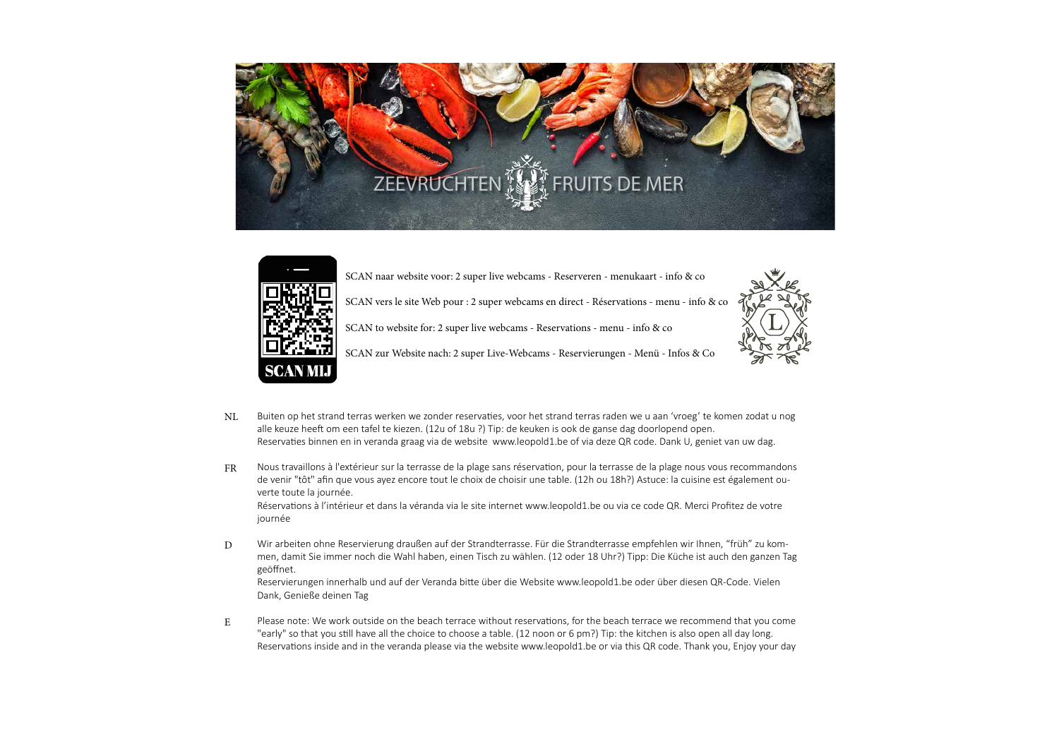# ZEEVRUCHTEN FRUITS DE MER

SCAN MIJ

SCAN naar website voor: 2 super live webcams - Reserveren - menukaart - info & co

SCAN vers le site Web pour : 2 super webcams en direct - Réservations - menu - info & co

SCAN to website for: 2 super live webcams - Reservations - menu - info & co

SCAN zur Website nach: 2 super Live-Webcams - Reservierungen - Menü - Infos & Co

L

NL Buiten op het strand terras werken we zonder reservaties, voor het strand terras raden we u aan 'vroeg' te komen zodat u nog alle keuze heeft om een tafel te kiezen. (12u of 18u ?) Tip: de keuken is ook de ganse dag doorlopend open. Reservaties binnen en in veranda graag via de website www.leopold1.be of via deze QR code. Dank U, geniet van uw dag.

FR Nous travaillons à l'extérieur sur la terrasse de la plage sans réservation, pour la terrasse de la plage nous vous recommandons de venir "tôt" afin que vous ayez encore tout le choix de choisir une table. (12h ou 18h?) Astuce: la cuisine est également ouverte toute la journée.
Réservations à l'intérieur et dans la véranda via le site internet www.leopold1.be ou via ce code QR. Merci Profitez de votre journée

D Wir arbeiten ohne Reservierung draußen auf der Strandterrasse. Für die Strandterrasse empfehlen wir Ihnen, "früh" zu kommen, damit Sie immer noch die Wahl haben, einen Tisch zu wählen. (12 oder 18 Uhr?) Tipp: Die Küche ist auch den ganzen Tag geöffnet.
Reservierungen innerhalb und auf der Veranda bitte über die Website www.leopold1.be oder über diesen QR-Code. Vielen Dank, Genieße deinen Tag

E Please note: We work outside on the beach terrace without reservations, for the beach terrace we recommend that you come "early" so that you still have all the choice to choose a table. (12 noon or 6 pm?) Tip: the kitchen is also open all day long. Reservations inside and in the veranda please via the website www.leopold1.be or via this QR code. Thank you, Enjoy your day